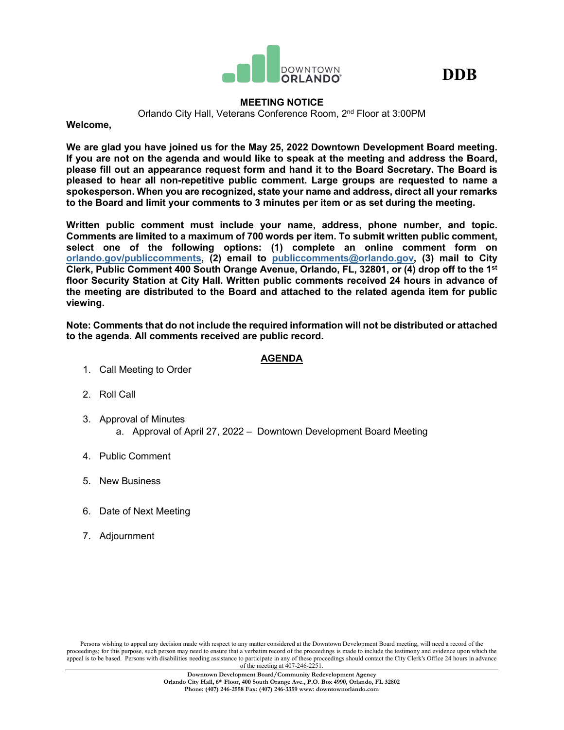DOWNTOWN ORLANDO

**DDB**

## MEETING NOTICE

Orlando City Hall, Veterans Conference Room, 2nd Floor at 3:00PM

**Welcome,**

**We are glad you have joined us for the May 25, 2022 Downtown Development Board meeting. If you are not on the agenda and would like to speak at the meeting and address the Board, please fill out an appearance request form and hand it to the Board Secretary. The Board is pleased to hear all non-repetitive public comment. Large groups are requested to name a spokesperson. When you are recognized, state your name and address, direct all your remarks to the Board and limit your comments to 3 minutes per item or as set during the meeting.**

**Written public comment must include your name, address, phone number, and topic. Comments are limited to a maximum of 700 words per item. To submit written public comment, select one of the following options: (1) complete an online comment form on orlando.gov/publiccomments, (2) email to publiccomments@orlando.gov, (3) mail to City Clerk, Public Comment 400 South Orange Avenue, Orlando, FL, 32801, or (4) drop off to the 1st floor Security Station at City Hall. Written public comments received 24 hours in advance of the meeting are distributed to the Board and attached to the related agenda item for public viewing.**

**Note: Comments that do not include the required information will not be distributed or attached to the agenda. All comments received are public record.**

## AGENDA

1. Call Meeting to Order
2. Roll Call
3. Approval of Minutes
   a. Approval of April 27, 2022 – Downtown Development Board Meeting
4. Public Comment
5. New Business
6. Date of Next Meeting
7. Adjournment

Persons wishing to appeal any decision made with respect to any matter considered at the Downtown Development Board meeting, will need a record of the proceedings; for this purpose, such person may need to ensure that a verbatim record of the proceedings is made to include the testimony and evidence upon which the appeal is to be based. Persons with disabilities needing assistance to participate in any of these proceedings should contact the City Clerk's Office 24 hours in advance of the meeting at 407-246-2251.

**Downtown Development Board/Community Redevelopment Agency**
**Orlando City Hall, 6th Floor, 400 South Orange Ave., P.O. Box 4990, Orlando, FL 32802**
**Phone: (407) 246-2558 Fax: (407) 246-3359 www: downtownorlando.com**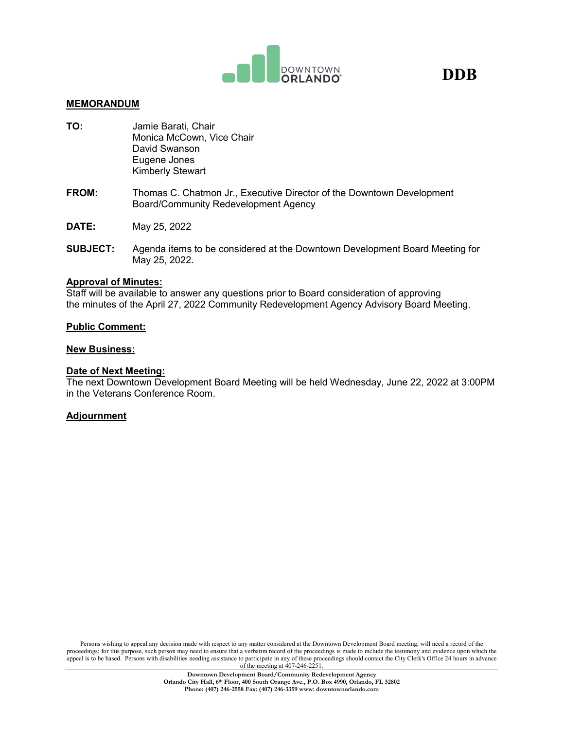DOWNTOWN ORLANDO

**DDB**

**MEMORANDUM**

**TO:** Jamie Barati, Chair
Monica McCown, Vice Chair
David Swanson
Eugene Jones
Kimberly Stewart

**FROM:** Thomas C. Chatmon Jr., Executive Director of the Downtown Development Board/Community Redevelopment Agency

**DATE:** May 25, 2022

**SUBJECT:** Agenda items to be considered at the Downtown Development Board Meeting for May 25, 2022.

**Approval of Minutes:**
Staff will be available to answer any questions prior to Board consideration of approving the minutes of the April 27, 2022 Community Redevelopment Agency Advisory Board Meeting.

**Public Comment:**

**New Business:**

**Date of Next Meeting:**
The next Downtown Development Board Meeting will be held Wednesday, June 22, 2022 at 3:00PM in the Veterans Conference Room.

**Adjournment**

Persons wishing to appeal any decision made with respect to any matter considered at the Downtown Development Board meeting, will need a record of the proceedings; for this purpose, such person may need to ensure that a verbatim record of the proceedings is made to include the testimony and evidence upon which the appeal is to be based. Persons with disabilities needing assistance to participate in any of these proceedings should contact the City Clerk's Office 24 hours in advance of the meeting at 407-246-2251.

**Downtown Development Board/Community Redevelopment Agency**
**Orlando City Hall, 6th Floor, 400 South Orange Ave., P.O. Box 4990, Orlando, FL 32802**
**Phone: (407) 246-2558 Fax: (407) 246-3359 www: downtownorlando.com**